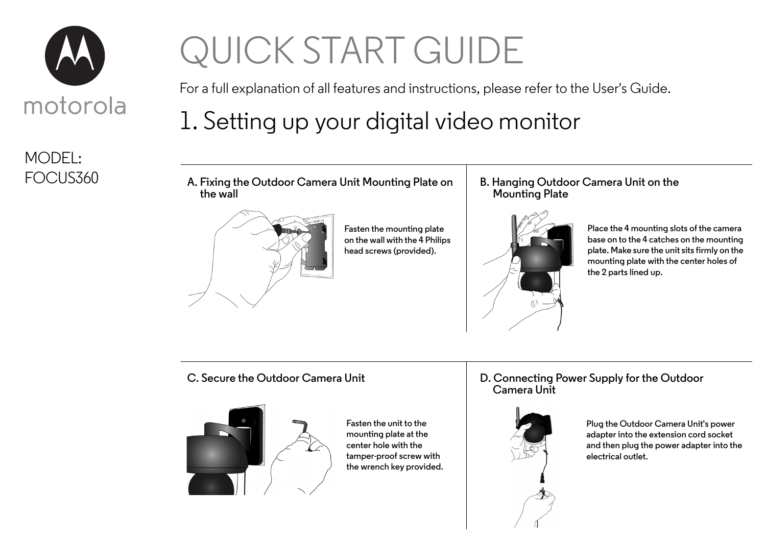motorola

MODEL:
FOCUS360

# QUICK START GUIDE

For a full explanation of all features and instructions, please refer to the User's Guide.

## 1. Setting up your digital video monitor

### A. Fixing the Outdoor Camera Unit Mounting Plate on the wall

Fasten the mounting plate on the wall with the 4 Philips head screws (provided).

### B. Hanging Outdoor Camera Unit on the Mounting Plate

Place the 4 mounting slots of the camera base on to the 4 catches on the mounting plate. Make sure the unit sits firmly on the mounting plate with the center holes of the 2 parts lined up.

### C. Secure the Outdoor Camera Unit

Fasten the unit to the mounting plate at the center hole with the tamper-proof screw with the wrench key provided.

### D. Connecting Power Supply for the Outdoor Camera Unit

Plug the Outdoor Camera Unit's power adapter into the extension cord socket and then plug the power adapter into the electrical outlet.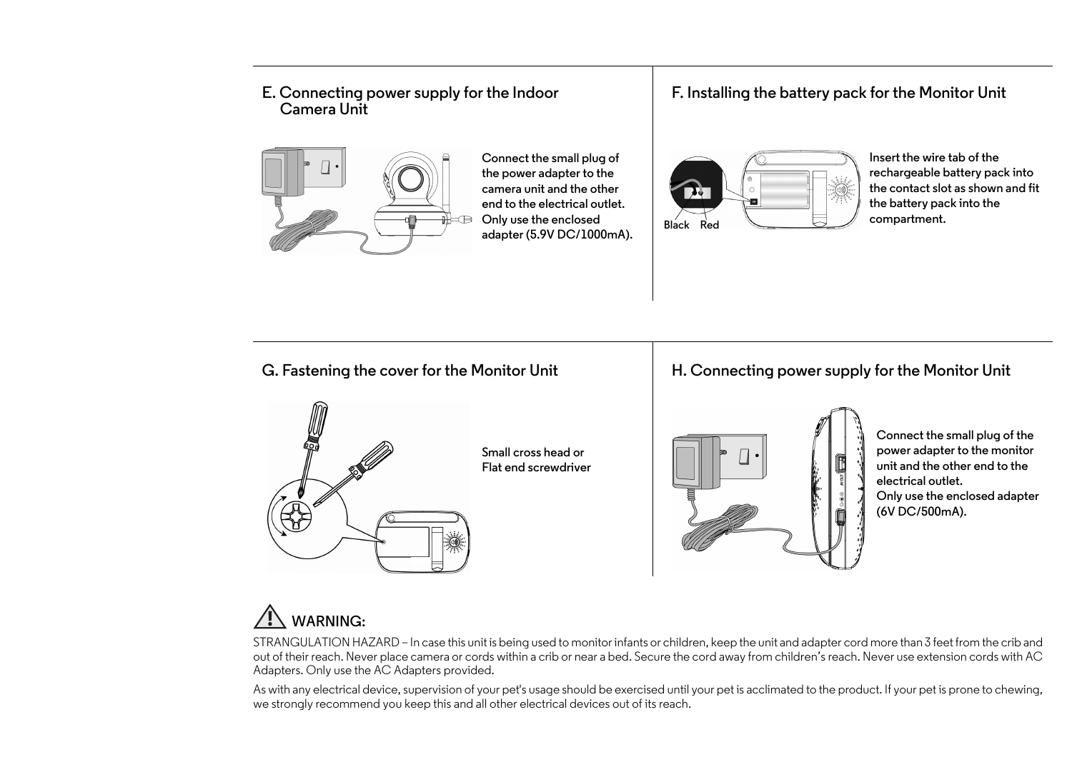## E. Connecting power supply for the Indoor Camera Unit

Connect the small plug of the power adapter to the camera unit and the other end to the electrical outlet. Only use the enclosed adapter (5.9V DC/1000mA).

## F. Installing the battery pack for the Monitor Unit

Black Red

Insert the wire tab of the rechargeable battery pack into the contact slot as shown and fit the battery pack into the compartment.

## G. Fastening the cover for the Monitor Unit

Small cross head or Flat end screwdriver

## H. Connecting power supply for the Monitor Unit

Connect the small plug of the power adapter to the monitor unit and the other end to the electrical outlet.
Only use the enclosed adapter (6V DC/500mA).

## WARNING:

STRANGULATION HAZARD – In case this unit is being used to monitor infants or children, keep the unit and adapter cord more than 3 feet from the crib and out of their reach. Never place camera or cords within a crib or near a bed. Secure the cord away from children's reach. Never use extension cords with AC Adapters. Only use the AC Adapters provided.

As with any electrical device, supervision of your pet's usage should be exercised until your pet is acclimated to the product. If your pet is prone to chewing, we strongly recommend you keep this and all other electrical devices out of its reach.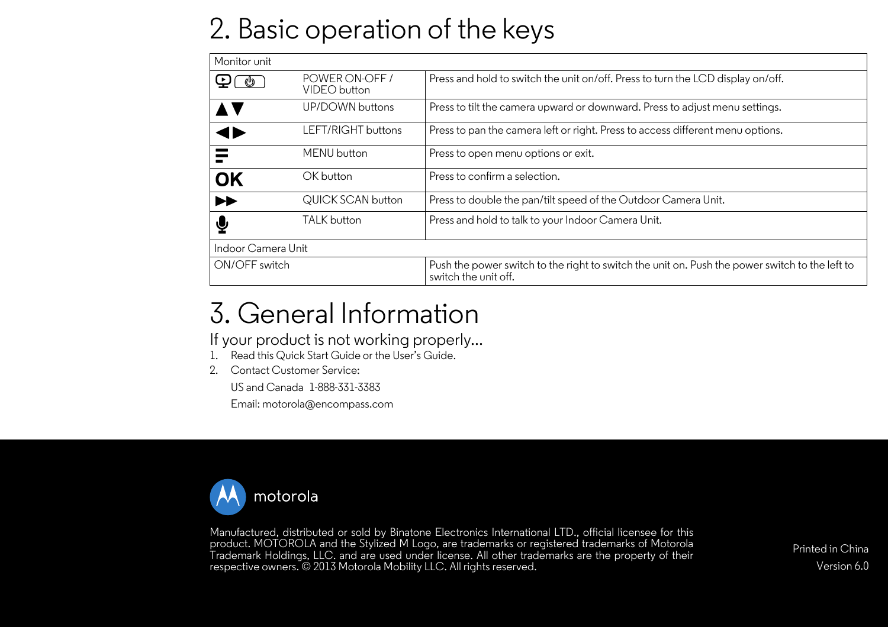# 2. Basic operation of the keys

| | | |
|---|---|---|
| Monitor unit | | |
| | POWER ON-OFF / VIDEO button | Press and hold to switch the unit on/off. Press to turn the LCD display on/off. |
| ▲▼ | UP/DOWN buttons | Press to tilt the camera upward or downward. Press to adjust menu settings. |
| ◀▶ | LEFT/RIGHT buttons | Press to pan the camera left or right. Press to access different menu options. |
| | MENU button | Press to open menu options or exit. |
| OK | OK button | Press to confirm a selection. |
| ▶▶ | QUICK SCAN button | Press to double the pan/tilt speed of the Outdoor Camera Unit. |
| | TALK button | Press and hold to talk to your Indoor Camera Unit. |
| Indoor Camera Unit | | |
| ON/OFF switch | | Push the power switch to the right to switch the unit on. Push the power switch to the left to switch the unit off. |

# 3. General Information

## If your product is not working properly...

1. Read this Quick Start Guide or the User's Guide.
2. Contact Customer Service:

   US and Canada 1-888-331-3383

   Email: motorola@encompass.com

motorola

Manufactured, distributed or sold by Binatone Electronics International LTD., official licensee for this product. MOTOROLA and the Stylized M Logo, are trademarks or registered trademarks of Motorola Trademark Holdings, LLC. and are used under license. All other trademarks are the property of their respective owners. © 2013 Motorola Mobility LLC. All rights reserved.

Printed in China

Version 6.0